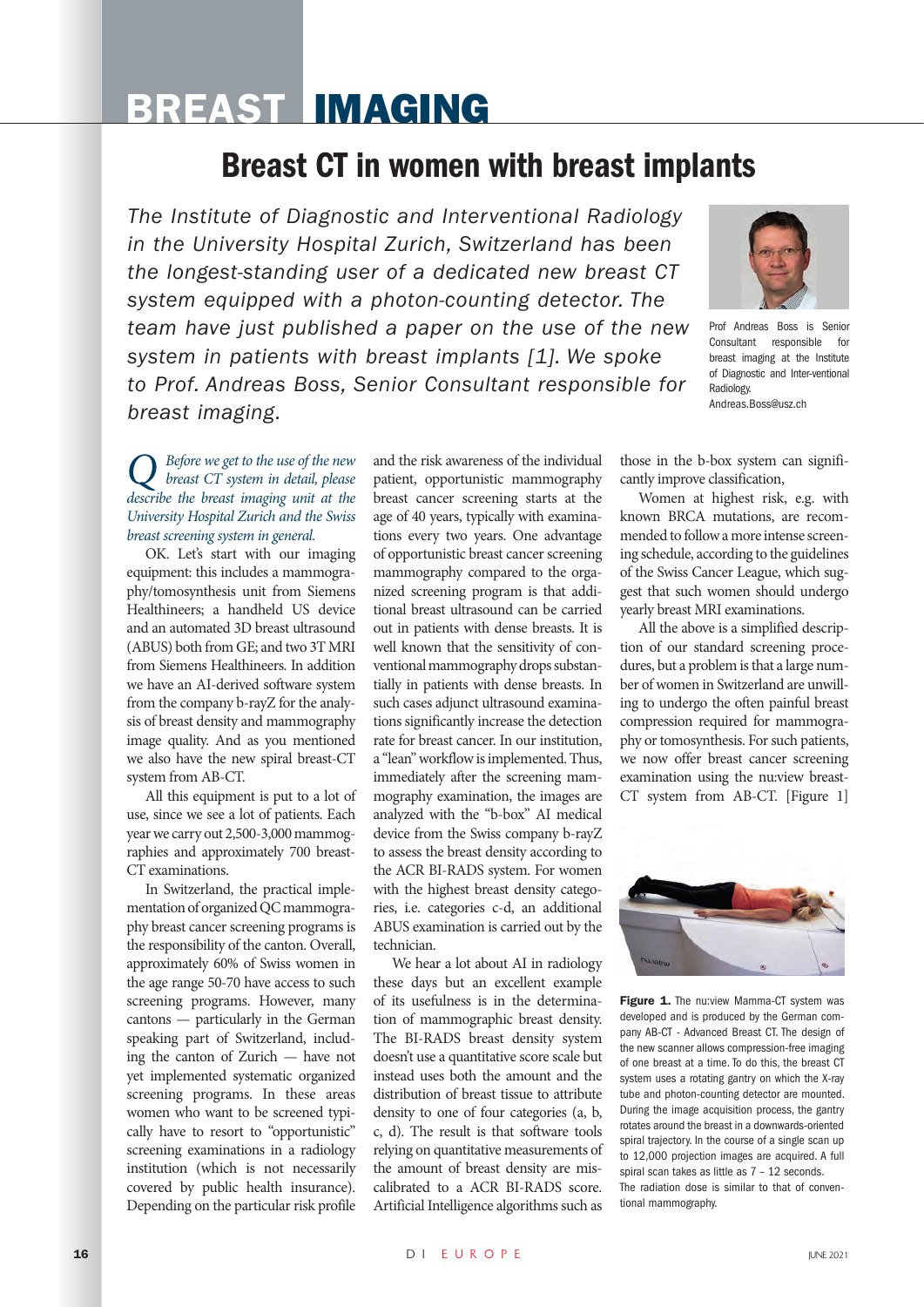# BREAST IMAGING

## Breast CT in women with breast implants

*The Institute of Diagnostic and Interventional Radiology in the University Hospital Zurich, Switzerland has been the longest-standing user of a dedicated new breast CT system equipped with a photon-counting detector. The team have just published a paper on the use of the new system in patients with breast implants [1]. We spoke to Prof. Andreas Boss, Senior Consultant responsible for breast imaging.*

Prof Andreas Boss is Senior Consultant responsible for breast imaging at the Institute of Diagnostic and Inter-ventional Radiology.
Andreas.Boss@usz.ch

***Q** Before we get to the use of the new breast CT system in detail, please describe the breast imaging unit at the University Hospital Zurich and the Swiss breast screening system in general.*

OK. Let's start with our imaging equipment: this includes a mammography/tomosynthesis unit from Siemens Healthineers; a handheld US device and an automated 3D breast ultrasound (ABUS) both from GE; and two 3T MRI from Siemens Healthineers. In addition we have an AI-derived software system from the company b-rayZ for the analysis of breast density and mammography image quality. And as you mentioned we also have the new spiral breast-CT system from AB-CT.

All this equipment is put to a lot of use, since we see a lot of patients. Each year we carry out 2,500-3,000 mammographies and approximately 700 breast-CT examinations.

In Switzerland, the practical implementation of organized QC mammography breast cancer screening programs is the responsibility of the canton. Overall, approximately 60% of Swiss women in the age range 50-70 have access to such screening programs. However, many cantons — particularly in the German speaking part of Switzerland, including the canton of Zurich — have not yet implemented systematic organized screening programs. In these areas women who want to be screened typically have to resort to "opportunistic" screening examinations in a radiology institution (which is not necessarily covered by public health insurance). Depending on the particular risk profile and the risk awareness of the individual patient, opportunistic mammography breast cancer screening starts at the age of 40 years, typically with examinations every two years. One advantage of opportunistic breast cancer screening mammography compared to the organized screening program is that additional breast ultrasound can be carried out in patients with dense breasts. It is well known that the sensitivity of conventional mammography drops substantially in patients with dense breasts. In such cases adjunct ultrasound examinations significantly increase the detection rate for breast cancer. In our institution, a "lean" workflow is implemented. Thus, immediately after the screening mammography examination, the images are analyzed with the "b-box" AI medical device from the Swiss company b-rayZ to assess the breast density according to the ACR BI-RADS system. For women with the highest breast density categories, i.e. categories c-d, an additional ABUS examination is carried out by the technician.

We hear a lot about AI in radiology these days but an excellent example of its usefulness is in the determination of mammographic breast density. The BI-RADS breast density system doesn't use a quantitative score scale but instead uses both the amount and the distribution of breast tissue to attribute density to one of four categories (a, b, c, d). The result is that software tools relying on quantitative measurements of the amount of breast density are miscalibrated to a ACR BI-RADS score. Artificial Intelligence algorithms such as those in the b-box system can significantly improve classification,

Women at highest risk, e.g. with known BRCA mutations, are recommended to follow a more intense screening schedule, according to the guidelines of the Swiss Cancer League, which suggest that such women should undergo yearly breast MRI examinations.

All the above is a simplified description of our standard screening procedures, but a problem is that a large number of women in Switzerland are unwilling to undergo the often painful breast compression required for mammography or tomosynthesis. For such patients, we now offer breast cancer screening examination using the nu:view breast-CT system from AB-CT. [Figure 1]

**Figure 1.** The nu:view Mamma-CT system was developed and is produced by the German company AB-CT - Advanced Breast CT. The design of the new scanner allows compression-free imaging of one breast at a time. To do this, the breast CT system uses a rotating gantry on which the X-ray tube and photon-counting detector are mounted. During the image acquisition process, the gantry rotates around the breast in a downwards-oriented spiral trajectory. In the course of a single scan up to 12,000 projection images are acquired. A full spiral scan takes as little as 7 – 12 seconds. The radiation dose is similar to that of conventional mammography.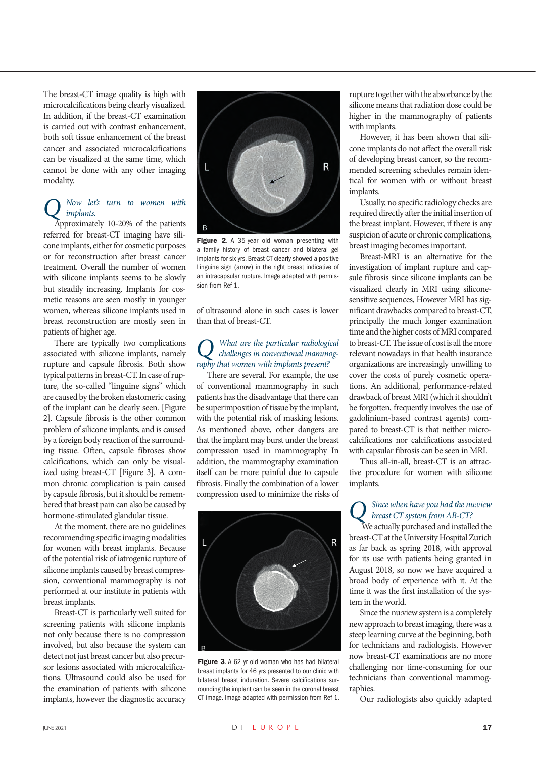The breast-CT image quality is high with microcalcifications being clearly visualized. In addition, if the breast-CT examination is carried out with contrast enhancement, both soft tissue enhancement of the breast cancer and associated microcalcifications can be visualized at the same time, which cannot be done with any other imaging modality.

***Q** Now let's turn to women with implants.*

Approximately 10-20% of the patients referred for breast-CT imaging have silicone implants, either for cosmetic purposes or for reconstruction after breast cancer treatment. Overall the number of women with silicone implants seems to be slowly but steadily increasing. Implants for cosmetic reasons are seen mostly in younger women, whereas silicone implants used in breast reconstruction are mostly seen in patients of higher age.

There are typically two complications associated with silicone implants, namely rupture and capsule fibrosis. Both show typical patterns in breast-CT. In case of rupture, the so-called "linguine signs" which are caused by the broken elastomeric casing of the implant can be clearly seen. [Figure 2]. Capsule fibrosis is the other common problem of silicone implants, and is caused by a foreign body reaction of the surrounding tissue. Often, capsule fibroses show calcifications, which can only be visualized using breast-CT [Figure 3]. A common chronic complication is pain caused by capsule fibrosis, but it should be remembered that breast pain can also be caused by hormone-stimulated glandular tissue.

At the moment, there are no guidelines recommending specific imaging modalities for women with breast implants. Because of the potential risk of iatrogenic rupture of silicone implants caused by breast compression, conventional mammography is not performed at our institute in patients with breast implants.

Breast-CT is particularly well suited for screening patients with silicone implants not only because there is no compression involved, but also because the system can detect not just breast cancer but also precursor lesions associated with microcalcifications. Ultrasound could also be used for the examination of patients with silicone implants, however the diagnostic accuracy of ultrasound alone in such cases is lower than that of breast-CT.

**Figure 2**. A 35-year old woman presenting with a family history of breast cancer and bilateral gel implants for six yrs. Breast CT clearly showed a positive Linguine sign (arrow) in the right breast indicative of an intracapsular rupture. Image adapted with permission from Ref 1.

***Q** What are the particular radiological challenges in conventional mammography that women with implants present?*

There are several. For example, the use of conventional mammography in such patients has the disadvantage that there can be superimposition of tissue by the implant, with the potential risk of masking lesions. As mentioned above, other dangers are that the implant may burst under the breast compression used in mammography In addition, the mammography examination itself can be more painful due to capsule fibrosis. Finally the combination of a lower compression used to minimize the risks of rupture together with the absorbance by the silicone means that radiation dose could be higher in the mammography of patients with implants.

**Figure 3**. A 62-yr old woman who has had bilateral breast implants for 46 yrs presented to our clinic with bilateral breast induration. Severe calcifications surrounding the implant can be seen in the coronal breast CT image. Image adapted with permission from Ref 1.

However, it has been shown that silicone implants do not affect the overall risk of developing breast cancer, so the recommended screening schedules remain identical for women with or without breast implants.

Usually, no specific radiology checks are required directly after the initial insertion of the breast implant. However, if there is any suspicion of acute or chronic complications, breast imaging becomes important.

Breast-MRI is an alternative for the investigation of implant rupture and capsule fibrosis since silicone implants can be visualized clearly in MRI using silicone-sensitive sequences, However MRI has significant drawbacks compared to breast-CT, principally the much longer examination time and the higher costs of MRI compared to breast-CT. The issue of cost is all the more relevant nowadays in that health insurance organizations are increasingly unwilling to cover the costs of purely cosmetic operations. An additional, performance-related drawback of breast MRI (which it shouldn't be forgotten, frequently involves the use of gadolinium-based contrast agents) compared to breast-CT is that neither microcalcifications nor calcifications associated with capsular fibrosis can be seen in MRI.

Thus all-in-all, breast-CT is an attractive procedure for women with silicone implants.

***Q** Since when have you had the nu:view breast CT system from AB-CT?*

We actually purchased and installed the breast-CT at the University Hospital Zurich as far back as spring 2018, with approval for its use with patients being granted in August 2018, so now we have acquired a broad body of experience with it. At the time it was the first installation of the system in the world.

Since the nu:view system is a completely new approach to breast imaging, there was a steep learning curve at the beginning, both for technicians and radiologists. However now breast-CT examinations are no more challenging nor time-consuming for our technicians than conventional mammographies.

Our radiologists also quickly adapted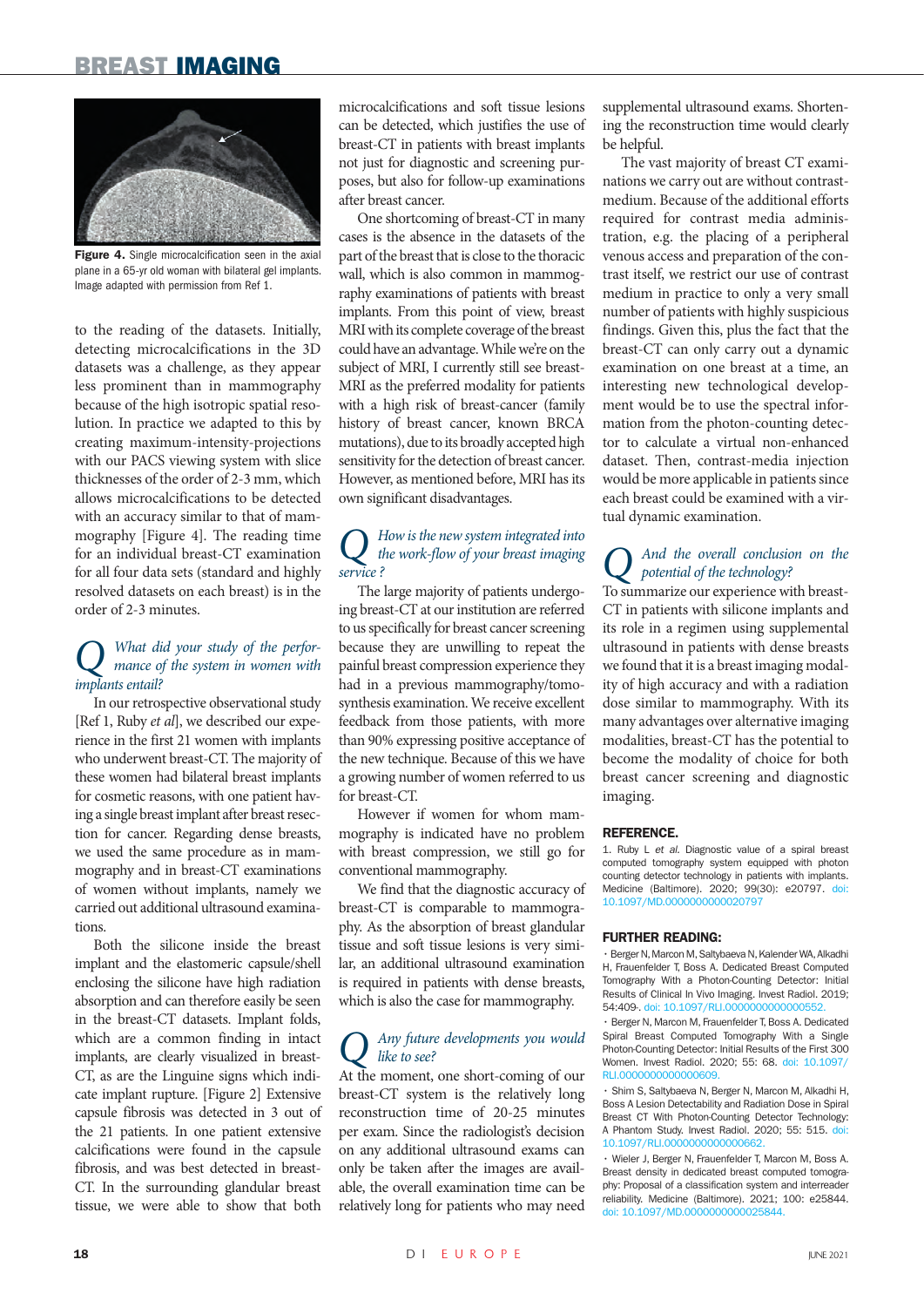Figure 4. Single microcalcification seen in the axial plane in a 65-yr old woman with bilateral gel implants. Image adapted with permission from Ref 1.

to the reading of the datasets. Initially, detecting microcalcifications in the 3D datasets was a challenge, as they appear less prominent than in mammography because of the high isotropic spatial resolution. In practice we adapted to this by creating maximum-intensity-projections with our PACS viewing system with slice thicknesses of the order of 2-3 mm, which allows microcalcifications to be detected with an accuracy similar to that of mammography [Figure 4]. The reading time for an individual breast-CT examination for all four data sets (standard and highly resolved datasets on each breast) is in the order of 2-3 minutes.

## *Q What did your study of the performance of the system in women with implants entail?*

In our retrospective observational study [Ref 1, Ruby *et al*], we described our experience in the first 21 women with implants who underwent breast-CT. The majority of these women had bilateral breast implants for cosmetic reasons, with one patient having a single breast implant after breast resection for cancer. Regarding dense breasts, we used the same procedure as in mammography and in breast-CT examinations of women without implants, namely we carried out additional ultrasound examinations.

Both the silicone inside the breast implant and the elastomeric capsule/shell enclosing the silicone have high radiation absorption and can therefore easily be seen in the breast-CT datasets. Implant folds, which are a common finding in intact implants, are clearly visualized in breast-CT, as are the Linguine signs which indicate implant rupture. [Figure 2] Extensive capsule fibrosis was detected in 3 out of the 21 patients. In one patient extensive calcifications were found in the capsule fibrosis, and was best detected in breast-CT. In the surrounding glandular breast tissue, we were able to show that both microcalcifications and soft tissue lesions can be detected, which justifies the use of breast-CT in patients with breast implants not just for diagnostic and screening purposes, but also for follow-up examinations after breast cancer.

One shortcoming of breast-CT in many cases is the absence in the datasets of the part of the breast that is close to the thoracic wall, which is also common in mammography examinations of patients with breast implants. From this point of view, breast MRI with its complete coverage of the breast could have an advantage. While we're on the subject of MRI, I currently still see breast-MRI as the preferred modality for patients with a high risk of breast-cancer (family history of breast cancer, known BRCA mutations), due to its broadly accepted high sensitivity for the detection of breast cancer. However, as mentioned before, MRI has its own significant disadvantages.

## *Q How is the new system integrated into the work-flow of your breast imaging service ?*

The large majority of patients undergoing breast-CT at our institution are referred to us specifically for breast cancer screening because they are unwilling to repeat the painful breast compression experience they had in a previous mammography/tomosynthesis examination. We receive excellent feedback from those patients, with more than 90% expressing positive acceptance of the new technique. Because of this we have a growing number of women referred to us for breast-CT.

However if women for whom mammography is indicated have no problem with breast compression, we still go for conventional mammography.

We find that the diagnostic accuracy of breast-CT is comparable to mammography. As the absorption of breast glandular tissue and soft tissue lesions is very similar, an additional ultrasound examination is required in patients with dense breasts, which is also the case for mammography.

## *Q Any future developments you would like to see?*

At the moment, one short-coming of our breast-CT system is the relatively long reconstruction time of 20-25 minutes per exam. Since the radiologist's decision on any additional ultrasound exams can only be taken after the images are available, the overall examination time can be relatively long for patients who may need supplemental ultrasound exams. Shortening the reconstruction time would clearly be helpful.

The vast majority of breast CT examinations we carry out are without contrast-medium. Because of the additional efforts required for contrast media administration, e.g. the placing of a peripheral venous access and preparation of the contrast itself, we restrict our use of contrast medium in practice to only a very small number of patients with highly suspicious findings. Given this, plus the fact that the breast-CT can only carry out a dynamic examination on one breast at a time, an interesting new technological development would be to use the spectral information from the photon-counting detector to calculate a virtual non-enhanced dataset. Then, contrast-media injection would be more applicable in patients since each breast could be examined with a virtual dynamic examination.

## *Q And the overall conclusion on the potential of the technology?*

To summarize our experience with breast-CT in patients with silicone implants and its role in a regimen using supplemental ultrasound in patients with dense breasts we found that it is a breast imaging modality of high accuracy and with a radiation dose similar to mammography. With its many advantages over alternative imaging modalities, breast-CT has the potential to become the modality of choice for both breast cancer screening and diagnostic imaging.

### REFERENCE.

1. Ruby L *et al.* Diagnostic value of a spiral breast computed tomography system equipped with photon counting detector technology in patients with implants. Medicine (Baltimore). 2020; 99(30): e20797. doi: 10.1097/MD.0000000000020797

### FURTHER READING:

- Berger N, Marcon M, Saltybaeva N, Kalender WA, Alkadhi H, Frauenfelder T, Boss A. Dedicated Breast Computed Tomography With a Photon-Counting Detector: Initial Results of Clinical In Vivo Imaging. Invest Radiol. 2019; 54:409-. doi: 10.1097/RLI.0000000000000552.
- Berger N, Marcon M, Frauenfelder T, Boss A. Dedicated Spiral Breast Computed Tomography With a Single Photon-Counting Detector: Initial Results of the First 300 Women. Invest Radiol. 2020; 55: 68. doi: 10.1097/RLI.0000000000000609.
- Shim S, Saltybaeva N, Berger N, Marcon M, Alkadhi H, Boss A Lesion Detectability and Radiation Dose in Spiral Breast CT With Photon-Counting Detector Technology: A Phantom Study. Invest Radiol. 2020; 55: 515. doi: 10.1097/RLI.0000000000000662.
- Wieler J, Berger N, Frauenfelder T, Marcon M, Boss A. Breast density in dedicated breast computed tomography: Proposal of a classification system and interreader reliability. Medicine (Baltimore). 2021; 100: e25844. doi: 10.1097/MD.0000000000025844.